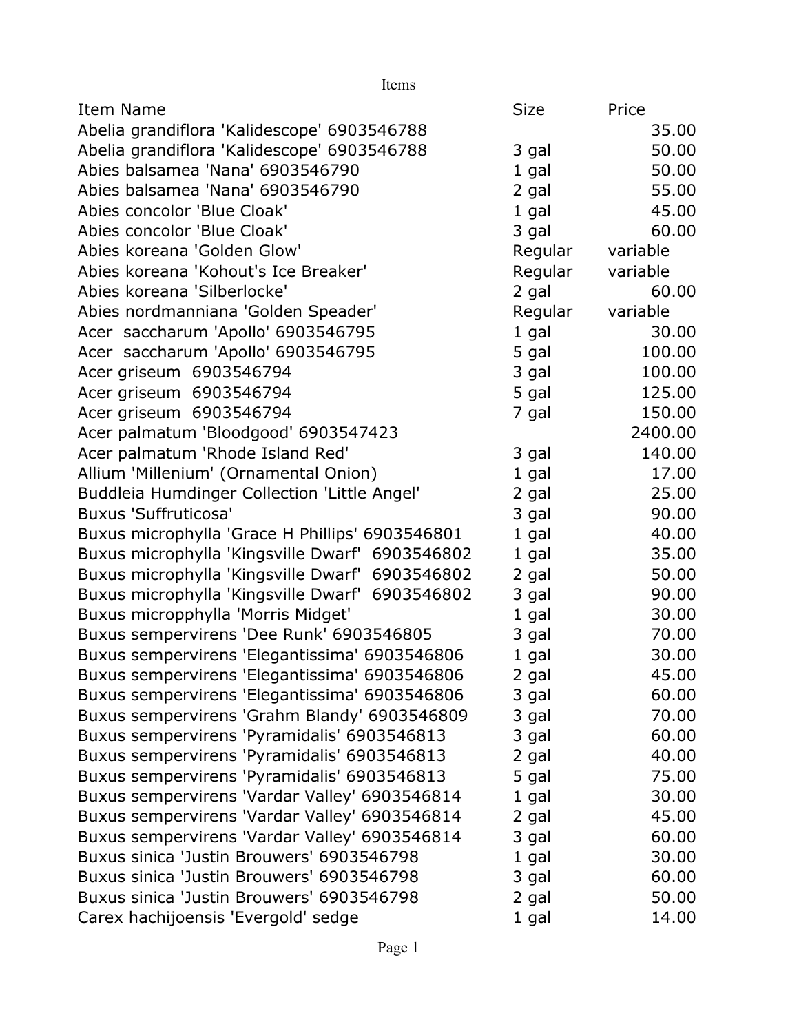Items

| Item Name | Size | Price |
| --- | --- | --- |
| Abelia grandiflora 'Kalidescope' 6903546788 | | 35.00 |
| Abelia grandiflora 'Kalidescope' 6903546788 | 3 gal | 50.00 |
| Abies balsamea 'Nana' 6903546790 | 1 gal | 50.00 |
| Abies balsamea 'Nana' 6903546790 | 2 gal | 55.00 |
| Abies concolor 'Blue Cloak' | 1 gal | 45.00 |
| Abies concolor 'Blue Cloak' | 3 gal | 60.00 |
| Abies koreana 'Golden Glow' | Regular | variable |
| Abies koreana 'Kohout's Ice Breaker' | Regular | variable |
| Abies koreana 'Silberlocke' | 2 gal | 60.00 |
| Abies nordmanniana 'Golden Speader' | Regular | variable |
| Acer  saccharum 'Apollo' 6903546795 | 1 gal | 30.00 |
| Acer  saccharum 'Apollo' 6903546795 | 5 gal | 100.00 |
| Acer griseum  6903546794 | 3 gal | 100.00 |
| Acer griseum  6903546794 | 5 gal | 125.00 |
| Acer griseum  6903546794 | 7 gal | 150.00 |
| Acer palmatum 'Bloodgood' 6903547423 | | 2400.00 |
| Acer palmatum 'Rhode Island Red' | 3 gal | 140.00 |
| Allium 'Millenium' (Ornamental Onion) | 1 gal | 17.00 |
| Buddleia Humdinger Collection 'Little Angel' | 2 gal | 25.00 |
| Buxus 'Suffruticosa' | 3 gal | 90.00 |
| Buxus microphylla 'Grace H Phillips' 6903546801 | 1 gal | 40.00 |
| Buxus microphylla 'Kingsville Dwarf'  6903546802 | 1 gal | 35.00 |
| Buxus microphylla 'Kingsville Dwarf'  6903546802 | 2 gal | 50.00 |
| Buxus microphylla 'Kingsville Dwarf'  6903546802 | 3 gal | 90.00 |
| Buxus micropphylla 'Morris Midget' | 1 gal | 30.00 |
| Buxus sempervirens 'Dee Runk' 6903546805 | 3 gal | 70.00 |
| Buxus sempervirens 'Elegantissima' 6903546806 | 1 gal | 30.00 |
| Buxus sempervirens 'Elegantissima' 6903546806 | 2 gal | 45.00 |
| Buxus sempervirens 'Elegantissima' 6903546806 | 3 gal | 60.00 |
| Buxus sempervirens 'Grahm Blandy' 6903546809 | 3 gal | 70.00 |
| Buxus sempervirens 'Pyramidalis' 6903546813 | 3 gal | 60.00 |
| Buxus sempervirens 'Pyramidalis' 6903546813 | 2 gal | 40.00 |
| Buxus sempervirens 'Pyramidalis' 6903546813 | 5 gal | 75.00 |
| Buxus sempervirens 'Vardar Valley' 6903546814 | 1 gal | 30.00 |
| Buxus sempervirens 'Vardar Valley' 6903546814 | 2 gal | 45.00 |
| Buxus sempervirens 'Vardar Valley' 6903546814 | 3 gal | 60.00 |
| Buxus sinica 'Justin Brouwers' 6903546798 | 1 gal | 30.00 |
| Buxus sinica 'Justin Brouwers' 6903546798 | 3 gal | 60.00 |
| Buxus sinica 'Justin Brouwers' 6903546798 | 2 gal | 50.00 |
| Carex hachijoensis 'Evergold' sedge | 1 gal | 14.00 |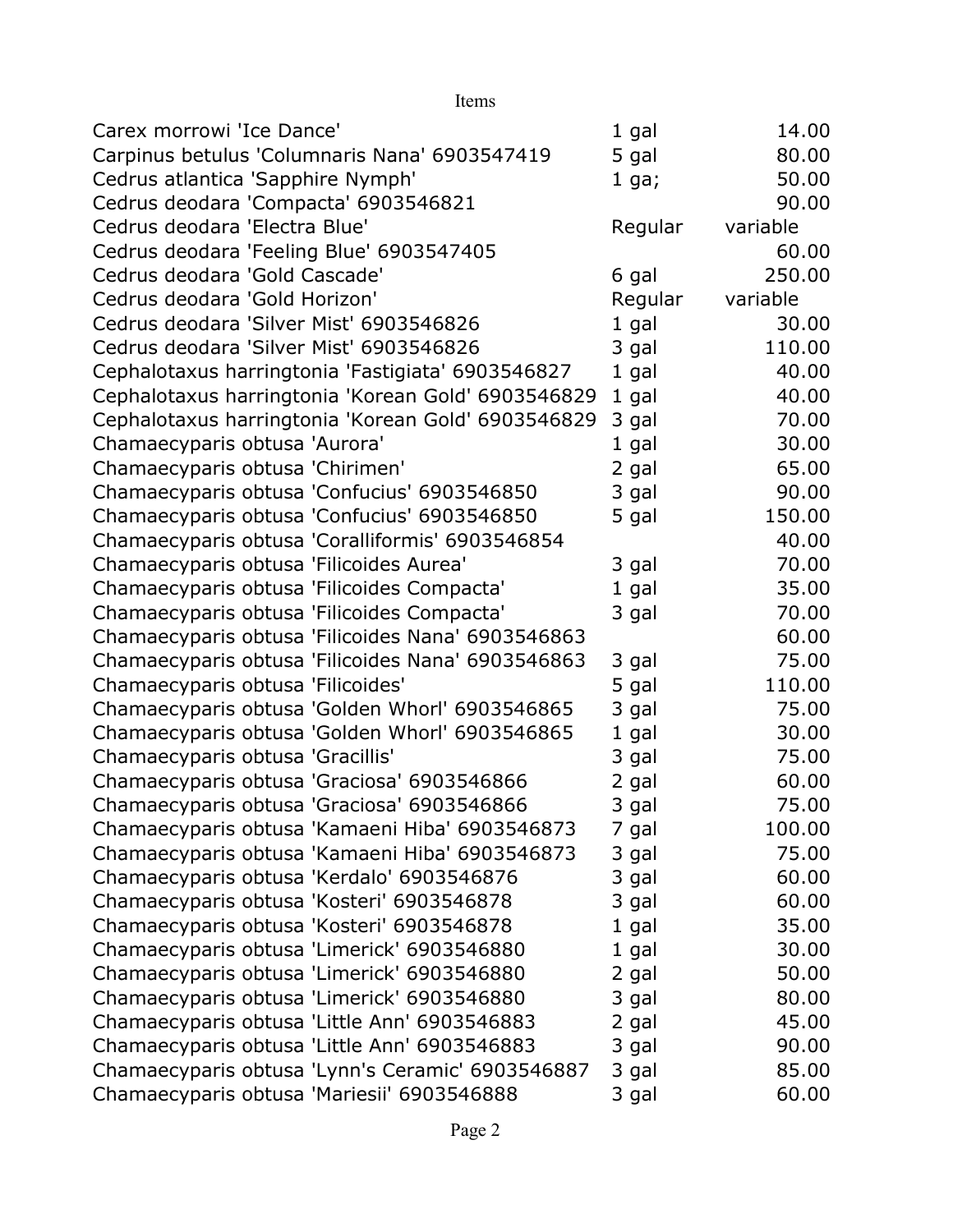Items

| Item | Size | Price |
|---|---|---|
| Carex morrowi 'Ice Dance' | 1 gal | 14.00 |
| Carpinus betulus 'Columnaris Nana' 6903547419 | 5 gal | 80.00 |
| Cedrus atlantica 'Sapphire Nymph' | 1 ga; | 50.00 |
| Cedrus deodara 'Compacta' 6903546821 | | 90.00 |
| Cedrus deodara 'Electra Blue' | Regular | variable |
| Cedrus deodara 'Feeling Blue' 6903547405 | | 60.00 |
| Cedrus deodara 'Gold Cascade' | 6 gal | 250.00 |
| Cedrus deodara 'Gold Horizon' | Regular | variable |
| Cedrus deodara 'Silver Mist' 6903546826 | 1 gal | 30.00 |
| Cedrus deodara 'Silver Mist' 6903546826 | 3 gal | 110.00 |
| Cephalotaxus harringtonia 'Fastigiata' 6903546827 | 1 gal | 40.00 |
| Cephalotaxus harringtonia 'Korean Gold' 6903546829 | 1 gal | 40.00 |
| Cephalotaxus harringtonia 'Korean Gold' 6903546829 | 3 gal | 70.00 |
| Chamaecyparis obtusa 'Aurora' | 1 gal | 30.00 |
| Chamaecyparis obtusa 'Chirimen' | 2 gal | 65.00 |
| Chamaecyparis obtusa 'Confucius' 6903546850 | 3 gal | 90.00 |
| Chamaecyparis obtusa 'Confucius' 6903546850 | 5 gal | 150.00 |
| Chamaecyparis obtusa 'Coralliformis' 6903546854 | | 40.00 |
| Chamaecyparis obtusa 'Filicoides Aurea' | 3 gal | 70.00 |
| Chamaecyparis obtusa 'Filicoides Compacta' | 1 gal | 35.00 |
| Chamaecyparis obtusa 'Filicoides Compacta' | 3 gal | 70.00 |
| Chamaecyparis obtusa 'Filicoides Nana' 6903546863 | | 60.00 |
| Chamaecyparis obtusa 'Filicoides Nana' 6903546863 | 3 gal | 75.00 |
| Chamaecyparis obtusa 'Filicoides' | 5 gal | 110.00 |
| Chamaecyparis obtusa 'Golden Whorl' 6903546865 | 3 gal | 75.00 |
| Chamaecyparis obtusa 'Golden Whorl' 6903546865 | 1 gal | 30.00 |
| Chamaecyparis obtusa 'Gracillis' | 3 gal | 75.00 |
| Chamaecyparis obtusa 'Graciosa' 6903546866 | 2 gal | 60.00 |
| Chamaecyparis obtusa 'Graciosa' 6903546866 | 3 gal | 75.00 |
| Chamaecyparis obtusa 'Kamaeni Hiba' 6903546873 | 7 gal | 100.00 |
| Chamaecyparis obtusa 'Kamaeni Hiba' 6903546873 | 3 gal | 75.00 |
| Chamaecyparis obtusa 'Kerdalo' 6903546876 | 3 gal | 60.00 |
| Chamaecyparis obtusa 'Kosteri' 6903546878 | 3 gal | 60.00 |
| Chamaecyparis obtusa 'Kosteri' 6903546878 | 1 gal | 35.00 |
| Chamaecyparis obtusa 'Limerick' 6903546880 | 1 gal | 30.00 |
| Chamaecyparis obtusa 'Limerick' 6903546880 | 2 gal | 50.00 |
| Chamaecyparis obtusa 'Limerick' 6903546880 | 3 gal | 80.00 |
| Chamaecyparis obtusa 'Little Ann' 6903546883 | 2 gal | 45.00 |
| Chamaecyparis obtusa 'Little Ann' 6903546883 | 3 gal | 90.00 |
| Chamaecyparis obtusa 'Lynn's Ceramic' 6903546887 | 3 gal | 85.00 |
| Chamaecyparis obtusa 'Mariesii' 6903546888 | 3 gal | 60.00 |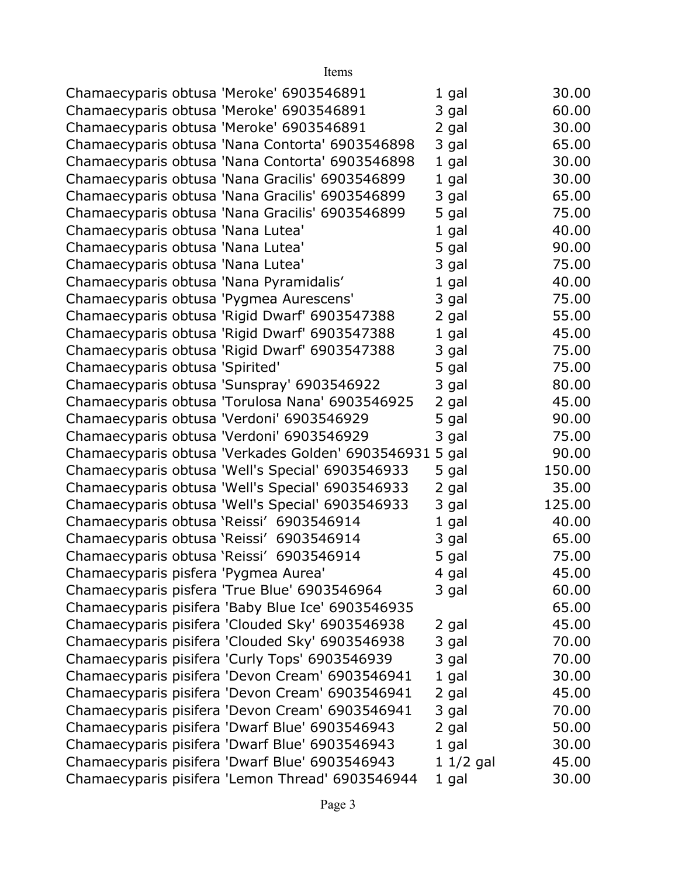Items

| | | |
|---|---|---|
| Chamaecyparis obtusa 'Meroke' 6903546891 | 1 gal | 30.00 |
| Chamaecyparis obtusa 'Meroke' 6903546891 | 3 gal | 60.00 |
| Chamaecyparis obtusa 'Meroke' 6903546891 | 2 gal | 30.00 |
| Chamaecyparis obtusa 'Nana Contorta' 6903546898 | 3 gal | 65.00 |
| Chamaecyparis obtusa 'Nana Contorta' 6903546898 | 1 gal | 30.00 |
| Chamaecyparis obtusa 'Nana Gracilis' 6903546899 | 1 gal | 30.00 |
| Chamaecyparis obtusa 'Nana Gracilis' 6903546899 | 3 gal | 65.00 |
| Chamaecyparis obtusa 'Nana Gracilis' 6903546899 | 5 gal | 75.00 |
| Chamaecyparis obtusa 'Nana Lutea' | 1 gal | 40.00 |
| Chamaecyparis obtusa 'Nana Lutea' | 5 gal | 90.00 |
| Chamaecyparis obtusa 'Nana Lutea' | 3 gal | 75.00 |
| Chamaecyparis obtusa 'Nana Pyramidalis' | 1 gal | 40.00 |
| Chamaecyparis obtusa 'Pygmea Aurescens' | 3 gal | 75.00 |
| Chamaecyparis obtusa 'Rigid Dwarf' 6903547388 | 2 gal | 55.00 |
| Chamaecyparis obtusa 'Rigid Dwarf' 6903547388 | 1 gal | 45.00 |
| Chamaecyparis obtusa 'Rigid Dwarf' 6903547388 | 3 gal | 75.00 |
| Chamaecyparis obtusa 'Spirited' | 5 gal | 75.00 |
| Chamaecyparis obtusa 'Sunspray' 6903546922 | 3 gal | 80.00 |
| Chamaecyparis obtusa 'Torulosa Nana' 6903546925 | 2 gal | 45.00 |
| Chamaecyparis obtusa 'Verdoni' 6903546929 | 5 gal | 90.00 |
| Chamaecyparis obtusa 'Verdoni' 6903546929 | 3 gal | 75.00 |
| Chamaecyparis obtusa 'Verkades Golden' 6903546931 | 5 gal | 90.00 |
| Chamaecyparis obtusa 'Well's Special' 6903546933 | 5 gal | 150.00 |
| Chamaecyparis obtusa 'Well's Special' 6903546933 | 2 gal | 35.00 |
| Chamaecyparis obtusa 'Well's Special' 6903546933 | 3 gal | 125.00 |
| Chamaecyparis obtusa 'Reissi' 6903546914 | 1 gal | 40.00 |
| Chamaecyparis obtusa 'Reissi' 6903546914 | 3 gal | 65.00 |
| Chamaecyparis obtusa 'Reissi' 6903546914 | 5 gal | 75.00 |
| Chamaecyparis pisfera 'Pygmea Aurea' | 4 gal | 45.00 |
| Chamaecyparis pisfera 'True Blue' 6903546964 | 3 gal | 60.00 |
| Chamaecyparis pisifera 'Baby Blue Ice' 6903546935 | | 65.00 |
| Chamaecyparis pisifera 'Clouded Sky' 6903546938 | 2 gal | 45.00 |
| Chamaecyparis pisifera 'Clouded Sky' 6903546938 | 3 gal | 70.00 |
| Chamaecyparis pisifera 'Curly Tops' 6903546939 | 3 gal | 70.00 |
| Chamaecyparis pisifera 'Devon Cream' 6903546941 | 1 gal | 30.00 |
| Chamaecyparis pisifera 'Devon Cream' 6903546941 | 2 gal | 45.00 |
| Chamaecyparis pisifera 'Devon Cream' 6903546941 | 3 gal | 70.00 |
| Chamaecyparis pisifera 'Dwarf Blue' 6903546943 | 2 gal | 50.00 |
| Chamaecyparis pisifera 'Dwarf Blue' 6903546943 | 1 gal | 30.00 |
| Chamaecyparis pisifera 'Dwarf Blue' 6903546943 | 1 1/2 gal | 45.00 |
| Chamaecyparis pisifera 'Lemon Thread' 6903546944 | 1 gal | 30.00 |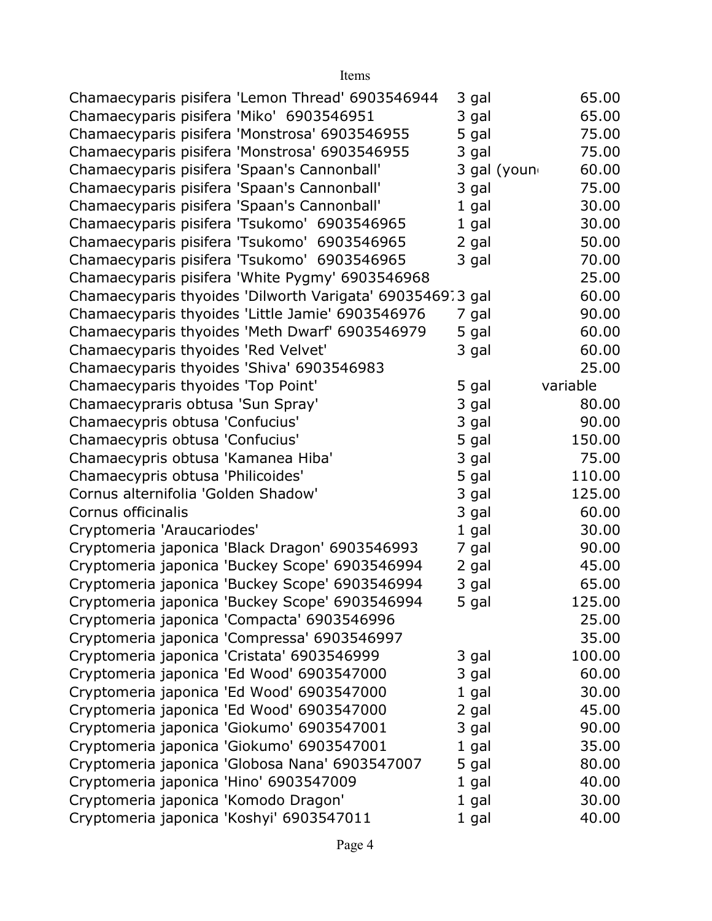Items

| | | |
|---|---|---|
| Chamaecyparis pisifera 'Lemon Thread' 6903546944 | 3 gal | 65.00 |
| Chamaecyparis pisifera 'Miko'  6903546951 | 3 gal | 65.00 |
| Chamaecyparis pisifera 'Monstrosa' 6903546955 | 5 gal | 75.00 |
| Chamaecyparis pisifera 'Monstrosa' 6903546955 | 3 gal | 75.00 |
| Chamaecyparis pisifera 'Spaan's Cannonball' | 3 gal (youn | 60.00 |
| Chamaecyparis pisifera 'Spaan's Cannonball' | 3 gal | 75.00 |
| Chamaecyparis pisifera 'Spaan's Cannonball' | 1 gal | 30.00 |
| Chamaecyparis pisifera 'Tsukomo'  6903546965 | 1 gal | 30.00 |
| Chamaecyparis pisifera 'Tsukomo'  6903546965 | 2 gal | 50.00 |
| Chamaecyparis pisifera 'Tsukomo'  6903546965 | 3 gal | 70.00 |
| Chamaecyparis pisifera 'White Pygmy' 6903546968 | | 25.00 |
| Chamaecyparis thyoides 'Dilworth Varigata' 69035469 | 3 gal | 60.00 |
| Chamaecyparis thyoides 'Little Jamie' 6903546976 | 7 gal | 90.00 |
| Chamaecyparis thyoides 'Meth Dwarf' 6903546979 | 5 gal | 60.00 |
| Chamaecyparis thyoides 'Red Velvet' | 3 gal | 60.00 |
| Chamaecyparis thyoides 'Shiva' 6903546983 | | 25.00 |
| Chamaecyparis thyoides 'Top Point' | 5 gal | variable |
| Chamaecypraris obtusa 'Sun Spray' | 3 gal | 80.00 |
| Chamaecypris obtusa 'Confucius' | 3 gal | 90.00 |
| Chamaecypris obtusa 'Confucius' | 5 gal | 150.00 |
| Chamaecypris obtusa 'Kamanea Hiba' | 3 gal | 75.00 |
| Chamaecypris obtusa 'Philicoides' | 5 gal | 110.00 |
| Cornus alternifolia 'Golden Shadow' | 3 gal | 125.00 |
| Cornus officinalis | 3 gal | 60.00 |
| Cryptomeria 'Araucariodes' | 1 gal | 30.00 |
| Cryptomeria japonica 'Black Dragon' 6903546993 | 7 gal | 90.00 |
| Cryptomeria japonica 'Buckey Scope' 6903546994 | 2 gal | 45.00 |
| Cryptomeria japonica 'Buckey Scope' 6903546994 | 3 gal | 65.00 |
| Cryptomeria japonica 'Buckey Scope' 6903546994 | 5 gal | 125.00 |
| Cryptomeria japonica 'Compacta' 6903546996 | | 25.00 |
| Cryptomeria japonica 'Compressa' 6903546997 | | 35.00 |
| Cryptomeria japonica 'Cristata' 6903546999 | 3 gal | 100.00 |
| Cryptomeria japonica 'Ed Wood' 6903547000 | 3 gal | 60.00 |
| Cryptomeria japonica 'Ed Wood' 6903547000 | 1 gal | 30.00 |
| Cryptomeria japonica 'Ed Wood' 6903547000 | 2 gal | 45.00 |
| Cryptomeria japonica 'Giokumo' 6903547001 | 3 gal | 90.00 |
| Cryptomeria japonica 'Giokumo' 6903547001 | 1 gal | 35.00 |
| Cryptomeria japonica 'Globosa Nana' 6903547007 | 5 gal | 80.00 |
| Cryptomeria japonica 'Hino' 6903547009 | 1 gal | 40.00 |
| Cryptomeria japonica 'Komodo Dragon' | 1 gal | 30.00 |
| Cryptomeria japonica 'Koshyi' 6903547011 | 1 gal | 40.00 |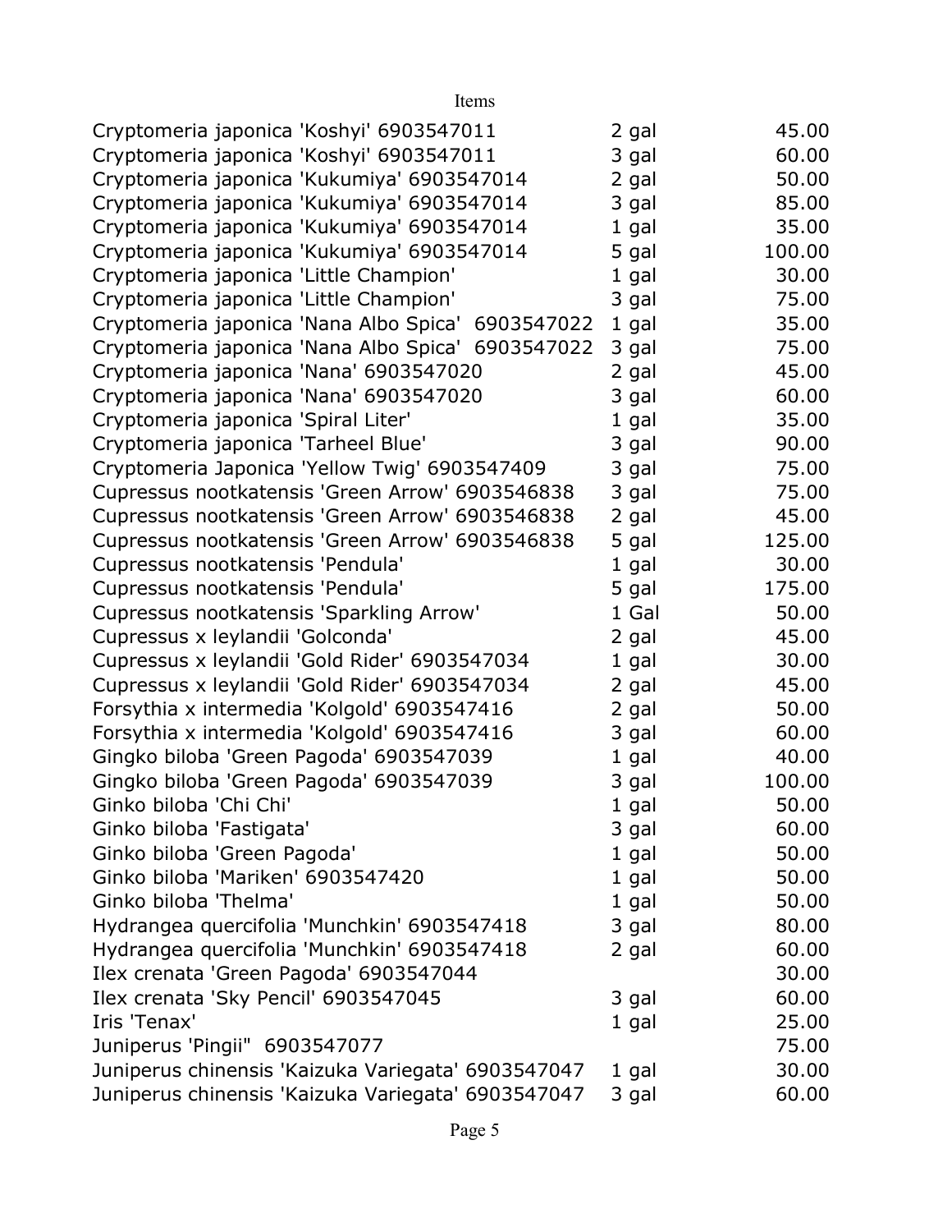Items

| | | |
|---|---|---|
| Cryptomeria japonica 'Koshyi' 6903547011 | 2 gal | 45.00 |
| Cryptomeria japonica 'Koshyi' 6903547011 | 3 gal | 60.00 |
| Cryptomeria japonica 'Kukumiya' 6903547014 | 2 gal | 50.00 |
| Cryptomeria japonica 'Kukumiya' 6903547014 | 3 gal | 85.00 |
| Cryptomeria japonica 'Kukumiya' 6903547014 | 1 gal | 35.00 |
| Cryptomeria japonica 'Kukumiya' 6903547014 | 5 gal | 100.00 |
| Cryptomeria japonica 'Little Champion' | 1 gal | 30.00 |
| Cryptomeria japonica 'Little Champion' | 3 gal | 75.00 |
| Cryptomeria japonica 'Nana Albo Spica' 6903547022 | 1 gal | 35.00 |
| Cryptomeria japonica 'Nana Albo Spica' 6903547022 | 3 gal | 75.00 |
| Cryptomeria japonica 'Nana' 6903547020 | 2 gal | 45.00 |
| Cryptomeria japonica 'Nana' 6903547020 | 3 gal | 60.00 |
| Cryptomeria japonica 'Spiral Liter' | 1 gal | 35.00 |
| Cryptomeria japonica 'Tarheel Blue' | 3 gal | 90.00 |
| Cryptomeria Japonica 'Yellow Twig' 6903547409 | 3 gal | 75.00 |
| Cupressus nootkatensis 'Green Arrow' 6903546838 | 3 gal | 75.00 |
| Cupressus nootkatensis 'Green Arrow' 6903546838 | 2 gal | 45.00 |
| Cupressus nootkatensis 'Green Arrow' 6903546838 | 5 gal | 125.00 |
| Cupressus nootkatensis 'Pendula' | 1 gal | 30.00 |
| Cupressus nootkatensis 'Pendula' | 5 gal | 175.00 |
| Cupressus nootkatensis 'Sparkling Arrow' | 1 Gal | 50.00 |
| Cupressus x leylandii 'Golconda' | 2 gal | 45.00 |
| Cupressus x leylandii 'Gold Rider' 6903547034 | 1 gal | 30.00 |
| Cupressus x leylandii 'Gold Rider' 6903547034 | 2 gal | 45.00 |
| Forsythia x intermedia 'Kolgold' 6903547416 | 2 gal | 50.00 |
| Forsythia x intermedia 'Kolgold' 6903547416 | 3 gal | 60.00 |
| Gingko biloba 'Green Pagoda' 6903547039 | 1 gal | 40.00 |
| Gingko biloba 'Green Pagoda' 6903547039 | 3 gal | 100.00 |
| Ginko biloba 'Chi Chi' | 1 gal | 50.00 |
| Ginko biloba 'Fastigata' | 3 gal | 60.00 |
| Ginko biloba 'Green Pagoda' | 1 gal | 50.00 |
| Ginko biloba 'Mariken' 6903547420 | 1 gal | 50.00 |
| Ginko biloba 'Thelma' | 1 gal | 50.00 |
| Hydrangea quercifolia 'Munchkin' 6903547418 | 3 gal | 80.00 |
| Hydrangea quercifolia 'Munchkin' 6903547418 | 2 gal | 60.00 |
| Ilex crenata 'Green Pagoda' 6903547044 | | 30.00 |
| Ilex crenata 'Sky Pencil' 6903547045 | 3 gal | 60.00 |
| Iris 'Tenax' | 1 gal | 25.00 |
| Juniperus 'Pingii" 6903547077 | | 75.00 |
| Juniperus chinensis 'Kaizuka Variegata' 6903547047 | 1 gal | 30.00 |
| Juniperus chinensis 'Kaizuka Variegata' 6903547047 | 3 gal | 60.00 |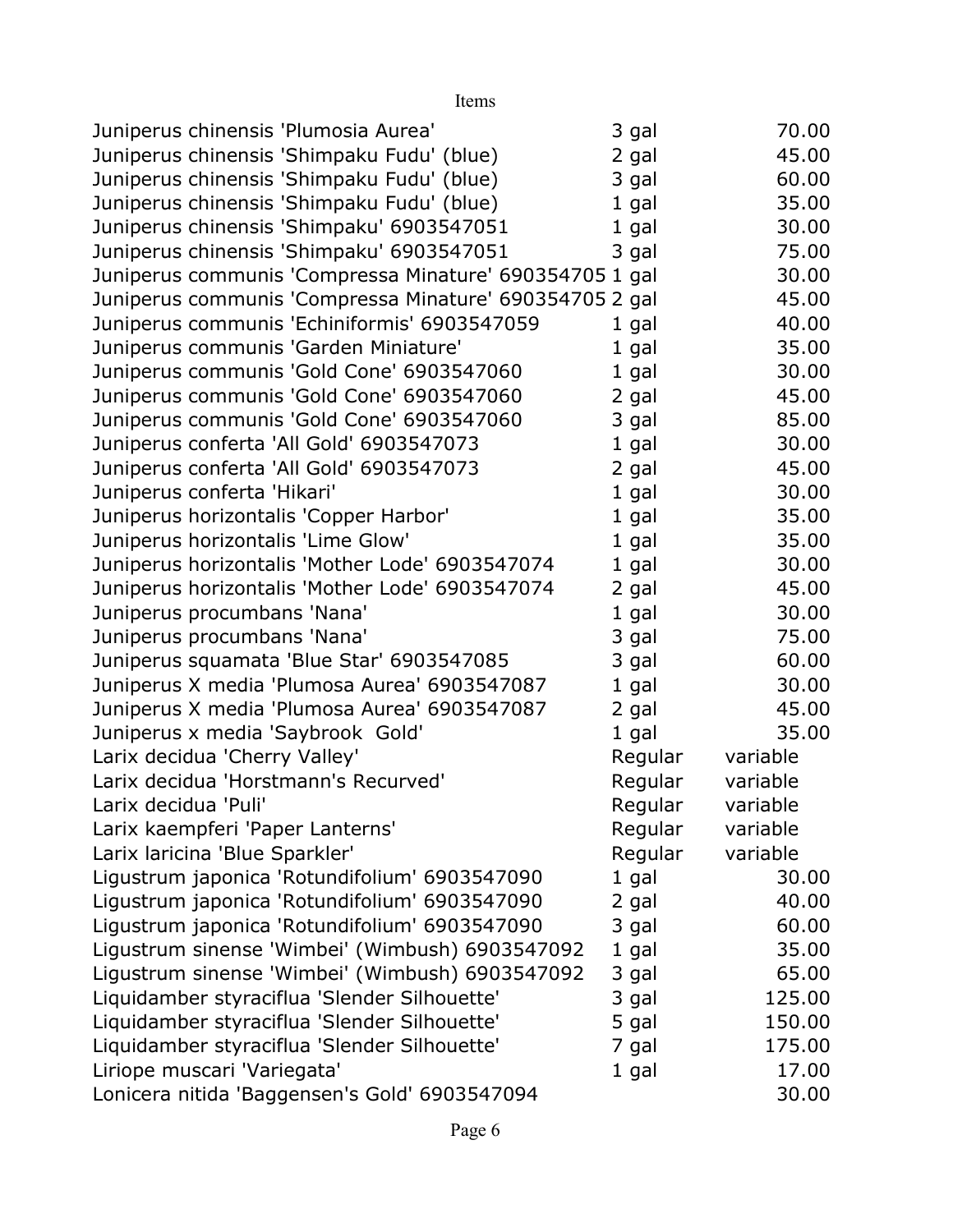Items

| Item | Size | Price |
|---|---|---|
| Juniperus chinensis 'Plumosia Aurea' | 3 gal | 70.00 |
| Juniperus chinensis 'Shimpaku Fudu' (blue) | 2 gal | 45.00 |
| Juniperus chinensis 'Shimpaku Fudu' (blue) | 3 gal | 60.00 |
| Juniperus chinensis 'Shimpaku Fudu' (blue) | 1 gal | 35.00 |
| Juniperus chinensis 'Shimpaku' 6903547051 | 1 gal | 30.00 |
| Juniperus chinensis 'Shimpaku' 6903547051 | 3 gal | 75.00 |
| Juniperus communis 'Compressa Minature' 690354705 | 1 gal | 30.00 |
| Juniperus communis 'Compressa Minature' 690354705 | 2 gal | 45.00 |
| Juniperus communis 'Echiniformis' 6903547059 | 1 gal | 40.00 |
| Juniperus communis 'Garden Miniature' | 1 gal | 35.00 |
| Juniperus communis 'Gold Cone' 6903547060 | 1 gal | 30.00 |
| Juniperus communis 'Gold Cone' 6903547060 | 2 gal | 45.00 |
| Juniperus communis 'Gold Cone' 6903547060 | 3 gal | 85.00 |
| Juniperus conferta 'All Gold' 6903547073 | 1 gal | 30.00 |
| Juniperus conferta 'All Gold' 6903547073 | 2 gal | 45.00 |
| Juniperus conferta 'Hikari' | 1 gal | 30.00 |
| Juniperus horizontalis 'Copper Harbor' | 1 gal | 35.00 |
| Juniperus horizontalis 'Lime Glow' | 1 gal | 35.00 |
| Juniperus horizontalis 'Mother Lode' 6903547074 | 1 gal | 30.00 |
| Juniperus horizontalis 'Mother Lode' 6903547074 | 2 gal | 45.00 |
| Juniperus procumbans 'Nana' | 1 gal | 30.00 |
| Juniperus procumbans 'Nana' | 3 gal | 75.00 |
| Juniperus squamata 'Blue Star' 6903547085 | 3 gal | 60.00 |
| Juniperus X media 'Plumosa Aurea' 6903547087 | 1 gal | 30.00 |
| Juniperus X media 'Plumosa Aurea' 6903547087 | 2 gal | 45.00 |
| Juniperus x media 'Saybrook Gold' | 1 gal | 35.00 |
| Larix decidua 'Cherry Valley' | Regular | variable |
| Larix decidua 'Horstmann's Recurved' | Regular | variable |
| Larix decidua 'Puli' | Regular | variable |
| Larix kaempferi 'Paper Lanterns' | Regular | variable |
| Larix laricina 'Blue Sparkler' | Regular | variable |
| Ligustrum japonica 'Rotundifolium' 6903547090 | 1 gal | 30.00 |
| Ligustrum japonica 'Rotundifolium' 6903547090 | 2 gal | 40.00 |
| Ligustrum japonica 'Rotundifolium' 6903547090 | 3 gal | 60.00 |
| Ligustrum sinense 'Wimbei' (Wimbush) 6903547092 | 1 gal | 35.00 |
| Ligustrum sinense 'Wimbei' (Wimbush) 6903547092 | 3 gal | 65.00 |
| Liquidamber styraciflua 'Slender Silhouette' | 3 gal | 125.00 |
| Liquidamber styraciflua 'Slender Silhouette' | 5 gal | 150.00 |
| Liquidamber styraciflua 'Slender Silhouette' | 7 gal | 175.00 |
| Liriope muscari 'Variegata' | 1 gal | 17.00 |
| Lonicera nitida 'Baggensen's Gold' 6903547094 | | 30.00 |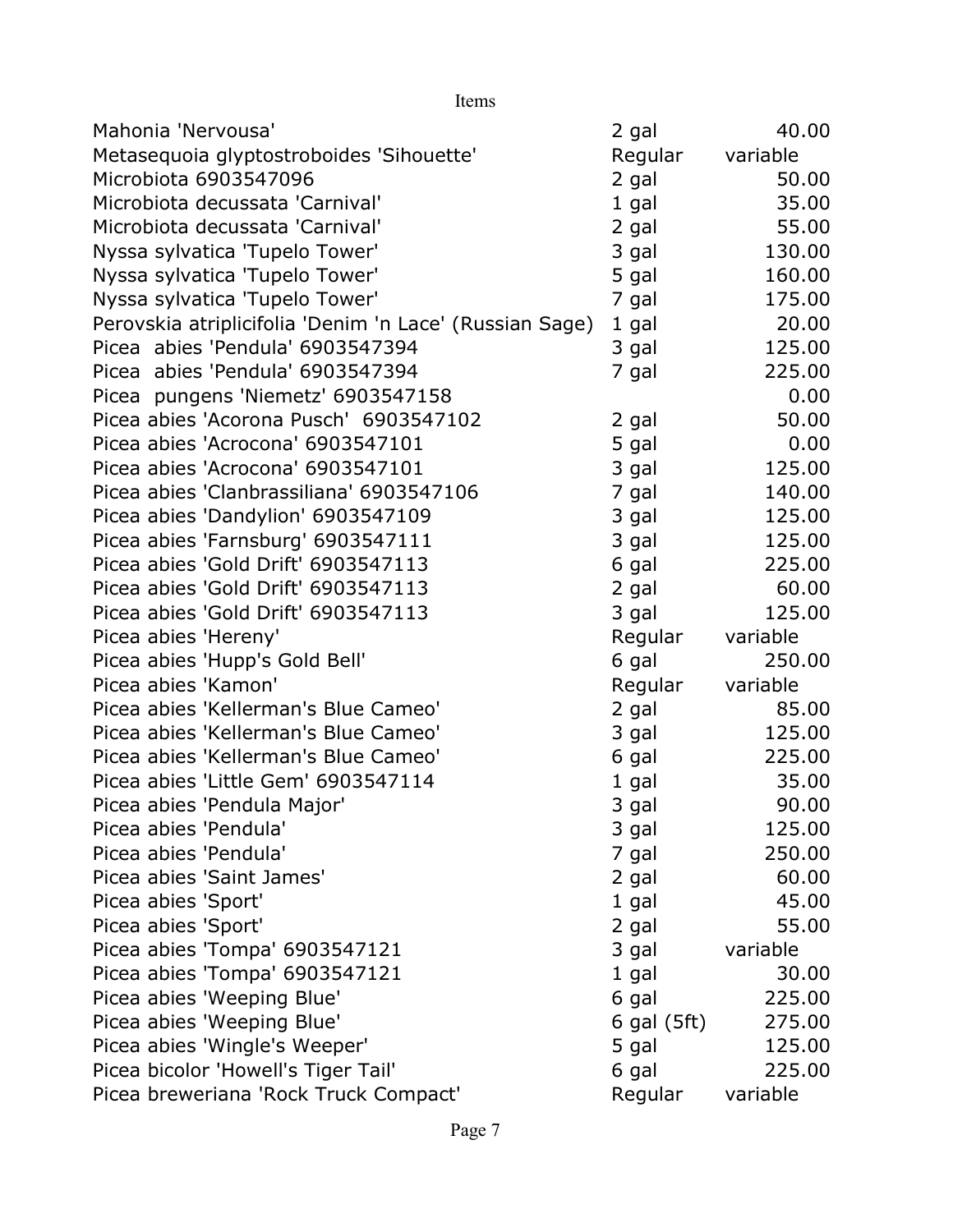Items

| | | |
|---|---|---|
| Mahonia 'Nervousa' | 2 gal | 40.00 |
| Metasequoia glyptostroboides 'Sihouette' | Regular | variable |
| Microbiota 6903547096 | 2 gal | 50.00 |
| Microbiota decussata 'Carnival' | 1 gal | 35.00 |
| Microbiota decussata 'Carnival' | 2 gal | 55.00 |
| Nyssa sylvatica 'Tupelo Tower' | 3 gal | 130.00 |
| Nyssa sylvatica 'Tupelo Tower' | 5 gal | 160.00 |
| Nyssa sylvatica 'Tupelo Tower' | 7 gal | 175.00 |
| Perovskia atriplicifolia 'Denim 'n Lace' (Russian Sage) | 1 gal | 20.00 |
| Picea  abies 'Pendula' 6903547394 | 3 gal | 125.00 |
| Picea  abies 'Pendula' 6903547394 | 7 gal | 225.00 |
| Picea  pungens 'Niemetz' 6903547158 | | 0.00 |
| Picea abies 'Acorona Pusch'  6903547102 | 2 gal | 50.00 |
| Picea abies 'Acrocona' 6903547101 | 5 gal | 0.00 |
| Picea abies 'Acrocona' 6903547101 | 3 gal | 125.00 |
| Picea abies 'Clanbrassiliana' 6903547106 | 7 gal | 140.00 |
| Picea abies 'Dandylion' 6903547109 | 3 gal | 125.00 |
| Picea abies 'Farnsburg' 6903547111 | 3 gal | 125.00 |
| Picea abies 'Gold Drift' 6903547113 | 6 gal | 225.00 |
| Picea abies 'Gold Drift' 6903547113 | 2 gal | 60.00 |
| Picea abies 'Gold Drift' 6903547113 | 3 gal | 125.00 |
| Picea abies 'Hereny' | Regular | variable |
| Picea abies 'Hupp's Gold Bell' | 6 gal | 250.00 |
| Picea abies 'Kamon' | Regular | variable |
| Picea abies 'Kellerman's Blue Cameo' | 2 gal | 85.00 |
| Picea abies 'Kellerman's Blue Cameo' | 3 gal | 125.00 |
| Picea abies 'Kellerman's Blue Cameo' | 6 gal | 225.00 |
| Picea abies 'Little Gem' 6903547114 | 1 gal | 35.00 |
| Picea abies 'Pendula Major' | 3 gal | 90.00 |
| Picea abies 'Pendula' | 3 gal | 125.00 |
| Picea abies 'Pendula' | 7 gal | 250.00 |
| Picea abies 'Saint James' | 2 gal | 60.00 |
| Picea abies 'Sport' | 1 gal | 45.00 |
| Picea abies 'Sport' | 2 gal | 55.00 |
| Picea abies 'Tompa' 6903547121 | 3 gal | variable |
| Picea abies 'Tompa' 6903547121 | 1 gal | 30.00 |
| Picea abies 'Weeping Blue' | 6 gal | 225.00 |
| Picea abies 'Weeping Blue' | 6 gal (5ft) | 275.00 |
| Picea abies 'Wingle's Weeper' | 5 gal | 125.00 |
| Picea bicolor 'Howell's Tiger Tail' | 6 gal | 225.00 |
| Picea breweriana 'Rock Truck Compact' | Regular | variable |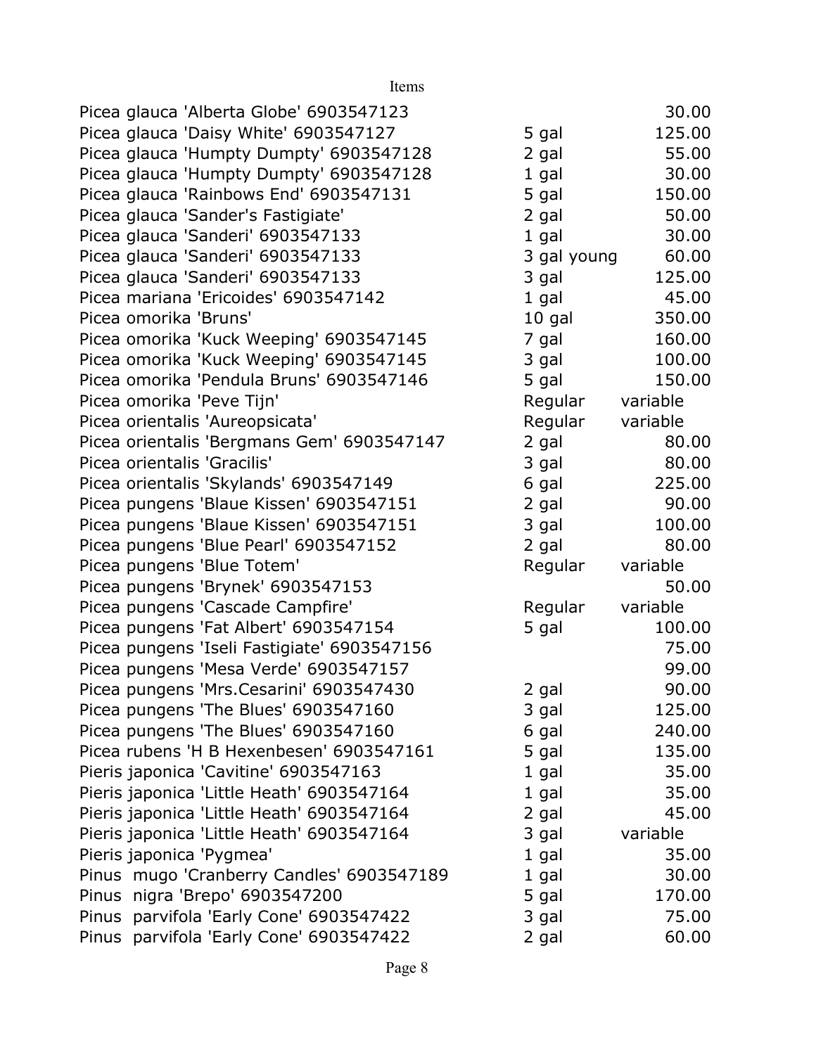Items

| Item | Size | Price |
|---|---|---|
| Picea glauca 'Alberta Globe' 6903547123 | | 30.00 |
| Picea glauca 'Daisy White' 6903547127 | 5 gal | 125.00 |
| Picea glauca 'Humpty Dumpty' 6903547128 | 2 gal | 55.00 |
| Picea glauca 'Humpty Dumpty' 6903547128 | 1 gal | 30.00 |
| Picea glauca 'Rainbows End' 6903547131 | 5 gal | 150.00 |
| Picea glauca 'Sander's Fastigiate' | 2 gal | 50.00 |
| Picea glauca 'Sanderi' 6903547133 | 1 gal | 30.00 |
| Picea glauca 'Sanderi' 6903547133 | 3 gal young | 60.00 |
| Picea glauca 'Sanderi' 6903547133 | 3 gal | 125.00 |
| Picea mariana 'Ericoides' 6903547142 | 1 gal | 45.00 |
| Picea omorika 'Bruns' | 10 gal | 350.00 |
| Picea omorika 'Kuck Weeping' 6903547145 | 7 gal | 160.00 |
| Picea omorika 'Kuck Weeping' 6903547145 | 3 gal | 100.00 |
| Picea omorika 'Pendula Bruns' 6903547146 | 5 gal | 150.00 |
| Picea omorika 'Peve Tijn' | Regular | variable |
| Picea orientalis 'Aureopsicata' | Regular | variable |
| Picea orientalis 'Bergmans Gem' 6903547147 | 2 gal | 80.00 |
| Picea orientalis 'Gracilis' | 3 gal | 80.00 |
| Picea orientalis 'Skylands' 6903547149 | 6 gal | 225.00 |
| Picea pungens 'Blaue Kissen' 6903547151 | 2 gal | 90.00 |
| Picea pungens 'Blaue Kissen' 6903547151 | 3 gal | 100.00 |
| Picea pungens 'Blue Pearl' 6903547152 | 2 gal | 80.00 |
| Picea pungens 'Blue Totem' | Regular | variable |
| Picea pungens 'Brynek' 6903547153 | | 50.00 |
| Picea pungens 'Cascade Campfire' | Regular | variable |
| Picea pungens 'Fat Albert' 6903547154 | 5 gal | 100.00 |
| Picea pungens 'Iseli Fastigiate' 6903547156 | | 75.00 |
| Picea pungens 'Mesa Verde' 6903547157 | | 99.00 |
| Picea pungens 'Mrs.Cesarini' 6903547430 | 2 gal | 90.00 |
| Picea pungens 'The Blues' 6903547160 | 3 gal | 125.00 |
| Picea pungens 'The Blues' 6903547160 | 6 gal | 240.00 |
| Picea rubens 'H B Hexenbesen' 6903547161 | 5 gal | 135.00 |
| Pieris japonica 'Cavitine' 6903547163 | 1 gal | 35.00 |
| Pieris japonica 'Little Heath' 6903547164 | 1 gal | 35.00 |
| Pieris japonica 'Little Heath' 6903547164 | 2 gal | 45.00 |
| Pieris japonica 'Little Heath' 6903547164 | 3 gal | variable |
| Pieris japonica 'Pygmea' | 1 gal | 35.00 |
| Pinus mugo 'Cranberry Candles' 6903547189 | 1 gal | 30.00 |
| Pinus nigra 'Brepo' 6903547200 | 5 gal | 170.00 |
| Pinus parvifola 'Early Cone' 6903547422 | 3 gal | 75.00 |
| Pinus parvifola 'Early Cone' 6903547422 | 2 gal | 60.00 |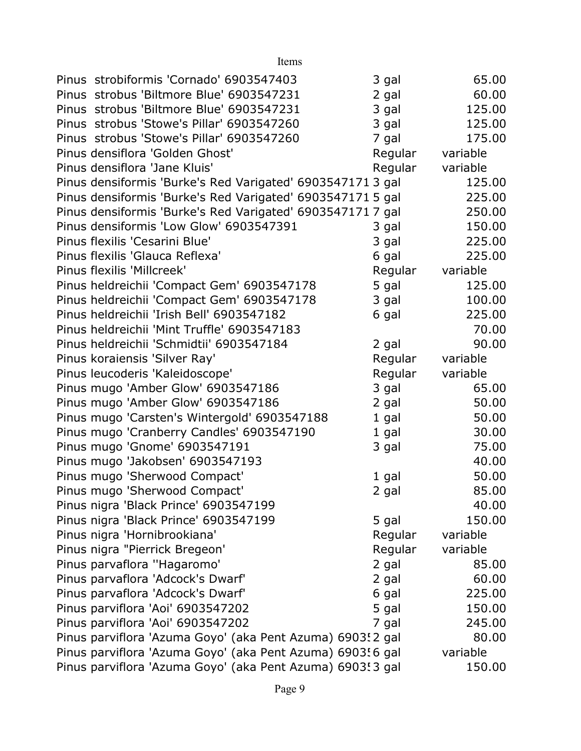| Items | | |
|---|---|---|
| Pinus strobiformis 'Cornado' 6903547403 | 3 gal | 65.00 |
| Pinus strobus 'Biltmore Blue' 6903547231 | 2 gal | 60.00 |
| Pinus strobus 'Biltmore Blue' 6903547231 | 3 gal | 125.00 |
| Pinus strobus 'Stowe's Pillar' 6903547260 | 3 gal | 125.00 |
| Pinus strobus 'Stowe's Pillar' 6903547260 | 7 gal | 175.00 |
| Pinus densiflora 'Golden Ghost' | Regular | variable |
| Pinus densiflora 'Jane Kluis' | Regular | variable |
| Pinus densiformis 'Burke's Red Varigated' 6903547171 | 3 gal | 125.00 |
| Pinus densiformis 'Burke's Red Varigated' 6903547171 | 5 gal | 225.00 |
| Pinus densiformis 'Burke's Red Varigated' 6903547171 | 7 gal | 250.00 |
| Pinus densiformis 'Low Glow' 6903547391 | 3 gal | 150.00 |
| Pinus flexilis 'Cesarini Blue' | 3 gal | 225.00 |
| Pinus flexilis 'Glauca Reflexa' | 6 gal | 225.00 |
| Pinus flexilis 'Millcreek' | Regular | variable |
| Pinus heldreichii 'Compact Gem' 6903547178 | 5 gal | 125.00 |
| Pinus heldreichii 'Compact Gem' 6903547178 | 3 gal | 100.00 |
| Pinus heldreichii 'Irish Bell' 6903547182 | 6 gal | 225.00 |
| Pinus heldreichii 'Mint Truffle' 6903547183 | | 70.00 |
| Pinus heldreichii 'Schmidtii' 6903547184 | 2 gal | 90.00 |
| Pinus koraiensis 'Silver Ray' | Regular | variable |
| Pinus leucoderis 'Kaleidoscope' | Regular | variable |
| Pinus mugo 'Amber Glow' 6903547186 | 3 gal | 65.00 |
| Pinus mugo 'Amber Glow' 6903547186 | 2 gal | 50.00 |
| Pinus mugo 'Carsten's Wintergold' 6903547188 | 1 gal | 50.00 |
| Pinus mugo 'Cranberry Candles' 6903547190 | 1 gal | 30.00 |
| Pinus mugo 'Gnome' 6903547191 | 3 gal | 75.00 |
| Pinus mugo 'Jakobsen' 6903547193 | | 40.00 |
| Pinus mugo 'Sherwood Compact' | 1 gal | 50.00 |
| Pinus mugo 'Sherwood Compact' | 2 gal | 85.00 |
| Pinus nigra 'Black Prince' 6903547199 | | 40.00 |
| Pinus nigra 'Black Prince' 6903547199 | 5 gal | 150.00 |
| Pinus nigra 'Hornibrookiana' | Regular | variable |
| Pinus nigra "Pierrick Bregeon' | Regular | variable |
| Pinus parvaflora ''Hagaromo' | 2 gal | 85.00 |
| Pinus parvaflora 'Adcock's Dwarf' | 2 gal | 60.00 |
| Pinus parvaflora 'Adcock's Dwarf' | 6 gal | 225.00 |
| Pinus parviflora 'Aoi' 6903547202 | 5 gal | 150.00 |
| Pinus parviflora 'Aoi' 6903547202 | 7 gal | 245.00 |
| Pinus parviflora 'Azuma Goyo' (aka Pent Azuma) 69035 | 2 gal | 80.00 |
| Pinus parviflora 'Azuma Goyo' (aka Pent Azuma) 69035 | 6 gal | variable |
| Pinus parviflora 'Azuma Goyo' (aka Pent Azuma) 69035 | 3 gal | 150.00 |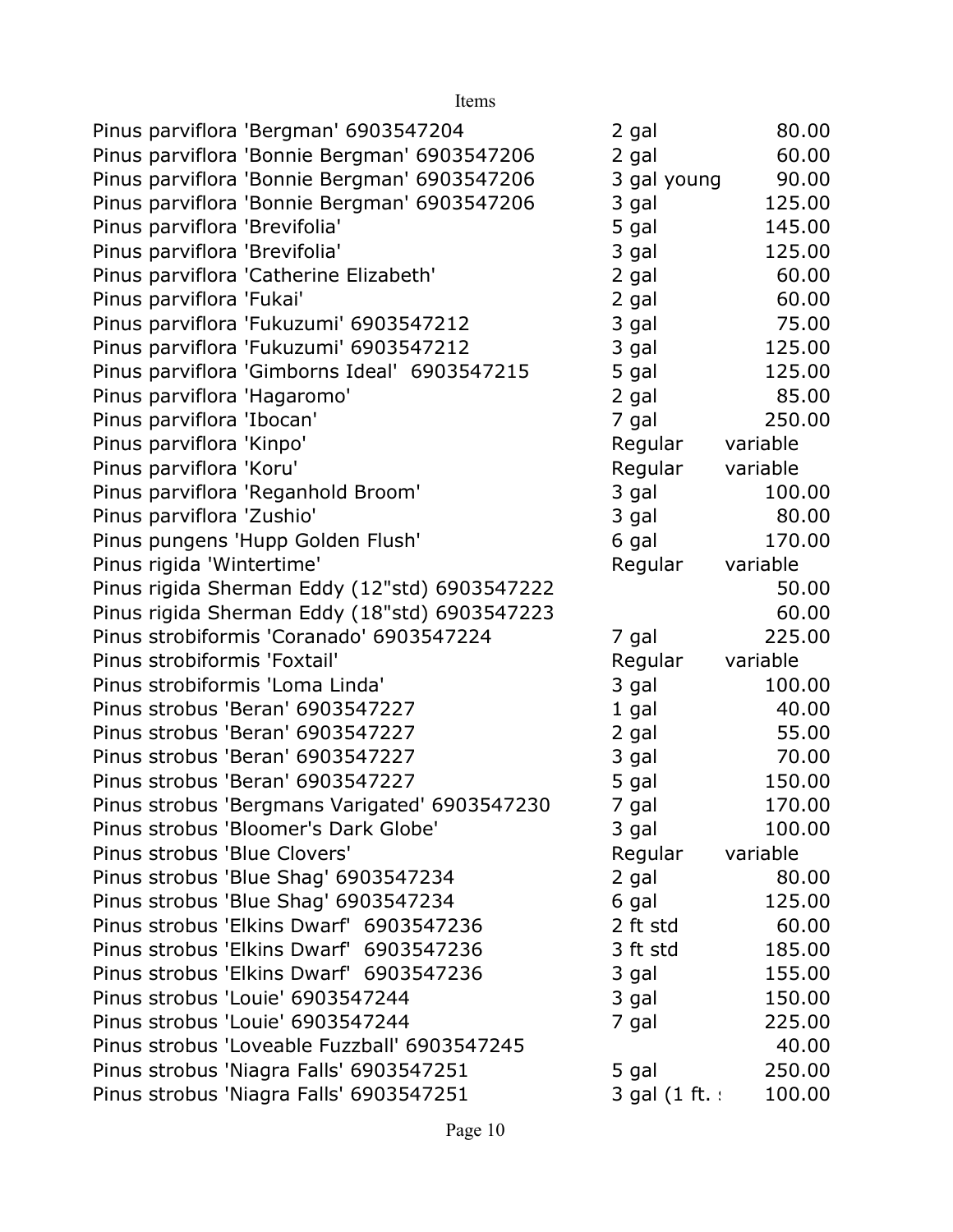Items

| | | |
|---|---|---|
| Pinus parviflora 'Bergman' 6903547204 | 2 gal | 80.00 |
| Pinus parviflora 'Bonnie Bergman' 6903547206 | 2 gal | 60.00 |
| Pinus parviflora 'Bonnie Bergman' 6903547206 | 3 gal young | 90.00 |
| Pinus parviflora 'Bonnie Bergman' 6903547206 | 3 gal | 125.00 |
| Pinus parviflora 'Brevifolia' | 5 gal | 145.00 |
| Pinus parviflora 'Brevifolia' | 3 gal | 125.00 |
| Pinus parviflora 'Catherine Elizabeth' | 2 gal | 60.00 |
| Pinus parviflora 'Fukai' | 2 gal | 60.00 |
| Pinus parviflora 'Fukuzumi' 6903547212 | 3 gal | 75.00 |
| Pinus parviflora 'Fukuzumi' 6903547212 | 3 gal | 125.00 |
| Pinus parviflora 'Gimborns Ideal' 6903547215 | 5 gal | 125.00 |
| Pinus parviflora 'Hagaromo' | 2 gal | 85.00 |
| Pinus parviflora 'Ibocan' | 7 gal | 250.00 |
| Pinus parviflora 'Kinpo' | Regular | variable |
| Pinus parviflora 'Koru' | Regular | variable |
| Pinus parviflora 'Reganhold Broom' | 3 gal | 100.00 |
| Pinus parviflora 'Zushio' | 3 gal | 80.00 |
| Pinus pungens 'Hupp Golden Flush' | 6 gal | 170.00 |
| Pinus rigida 'Wintertime' | Regular | variable |
| Pinus rigida Sherman Eddy (12"std) 6903547222 | | 50.00 |
| Pinus rigida Sherman Eddy (18"std) 6903547223 | | 60.00 |
| Pinus strobiformis 'Coranado' 6903547224 | 7 gal | 225.00 |
| Pinus strobiformis 'Foxtail' | Regular | variable |
| Pinus strobiformis 'Loma Linda' | 3 gal | 100.00 |
| Pinus strobus 'Beran' 6903547227 | 1 gal | 40.00 |
| Pinus strobus 'Beran' 6903547227 | 2 gal | 55.00 |
| Pinus strobus 'Beran' 6903547227 | 3 gal | 70.00 |
| Pinus strobus 'Beran' 6903547227 | 5 gal | 150.00 |
| Pinus strobus 'Bergmans Varigated' 6903547230 | 7 gal | 170.00 |
| Pinus strobus 'Bloomer's Dark Globe' | 3 gal | 100.00 |
| Pinus strobus 'Blue Clovers' | Regular | variable |
| Pinus strobus 'Blue Shag' 6903547234 | 2 gal | 80.00 |
| Pinus strobus 'Blue Shag' 6903547234 | 6 gal | 125.00 |
| Pinus strobus 'Elkins Dwarf' 6903547236 | 2 ft std | 60.00 |
| Pinus strobus 'Elkins Dwarf' 6903547236 | 3 ft std | 185.00 |
| Pinus strobus 'Elkins Dwarf' 6903547236 | 3 gal | 155.00 |
| Pinus strobus 'Louie' 6903547244 | 3 gal | 150.00 |
| Pinus strobus 'Louie' 6903547244 | 7 gal | 225.00 |
| Pinus strobus 'Loveable Fuzzball' 6903547245 | | 40.00 |
| Pinus strobus 'Niagra Falls' 6903547251 | 5 gal | 250.00 |
| Pinus strobus 'Niagra Falls' 6903547251 | 3 gal (1 ft. s | 100.00 |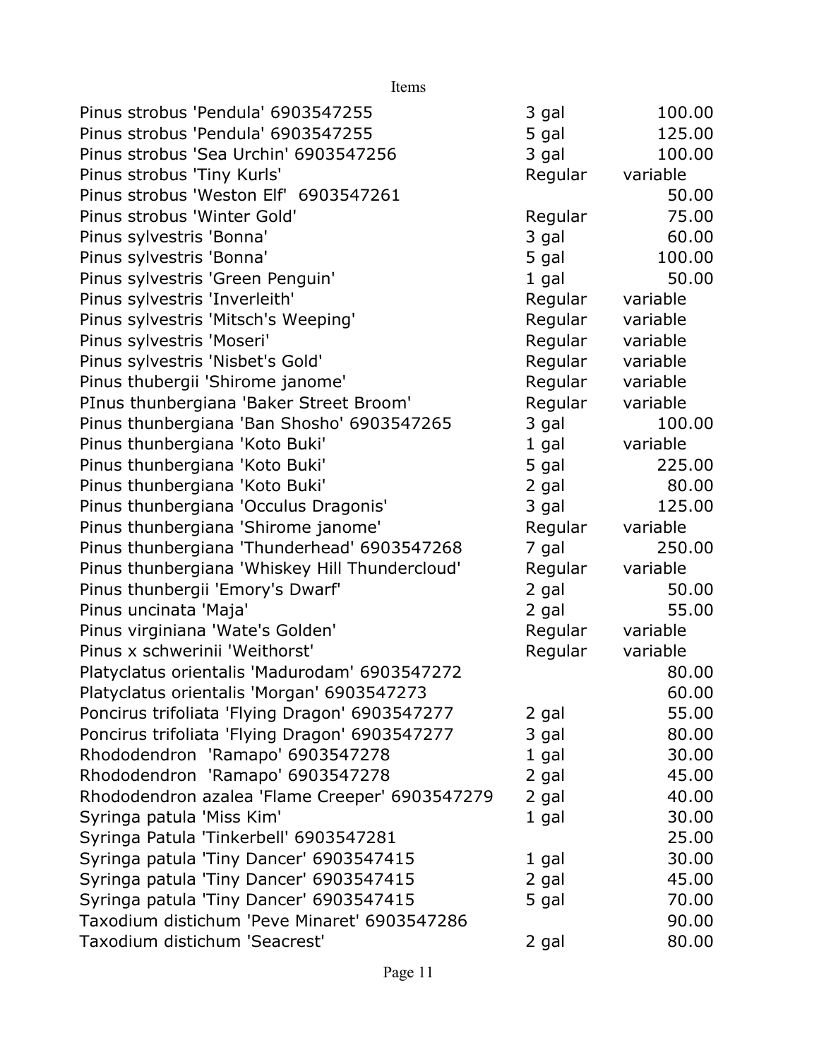Items

| | | |
|---|---|---|
| Pinus strobus 'Pendula' 6903547255 | 3 gal | 100.00 |
| Pinus strobus 'Pendula' 6903547255 | 5 gal | 125.00 |
| Pinus strobus 'Sea Urchin' 6903547256 | 3 gal | 100.00 |
| Pinus strobus 'Tiny Kurls' | Regular | variable |
| Pinus strobus 'Weston Elf' 6903547261 | | 50.00 |
| Pinus strobus 'Winter Gold' | Regular | 75.00 |
| Pinus sylvestris 'Bonna' | 3 gal | 60.00 |
| Pinus sylvestris 'Bonna' | 5 gal | 100.00 |
| Pinus sylvestris 'Green Penguin' | 1 gal | 50.00 |
| Pinus sylvestris 'Inverleith' | Regular | variable |
| Pinus sylvestris 'Mitsch's Weeping' | Regular | variable |
| Pinus sylvestris 'Moseri' | Regular | variable |
| Pinus sylvestris 'Nisbet's Gold' | Regular | variable |
| Pinus thubergii 'Shirome janome' | Regular | variable |
| PInus thunbergiana 'Baker Street Broom' | Regular | variable |
| Pinus thunbergiana 'Ban Shosho' 6903547265 | 3 gal | 100.00 |
| Pinus thunbergiana 'Koto Buki' | 1 gal | variable |
| Pinus thunbergiana 'Koto Buki' | 5 gal | 225.00 |
| Pinus thunbergiana 'Koto Buki' | 2 gal | 80.00 |
| Pinus thunbergiana 'Occulus Dragonis' | 3 gal | 125.00 |
| Pinus thunbergiana 'Shirome janome' | Regular | variable |
| Pinus thunbergiana 'Thunderhead' 6903547268 | 7 gal | 250.00 |
| Pinus thunbergiana 'Whiskey Hill Thundercloud' | Regular | variable |
| Pinus thunbergii 'Emory's Dwarf' | 2 gal | 50.00 |
| Pinus uncinata 'Maja' | 2 gal | 55.00 |
| Pinus virginiana 'Wate's Golden' | Regular | variable |
| Pinus x schwerinii 'Weithorst' | Regular | variable |
| Platyclatus orientalis 'Madurodam' 6903547272 | | 80.00 |
| Platyclatus orientalis 'Morgan' 6903547273 | | 60.00 |
| Poncirus trifoliata 'Flying Dragon' 6903547277 | 2 gal | 55.00 |
| Poncirus trifoliata 'Flying Dragon' 6903547277 | 3 gal | 80.00 |
| Rhododendron 'Ramapo' 6903547278 | 1 gal | 30.00 |
| Rhododendron 'Ramapo' 6903547278 | 2 gal | 45.00 |
| Rhododendron azalea 'Flame Creeper' 6903547279 | 2 gal | 40.00 |
| Syringa patula 'Miss Kim' | 1 gal | 30.00 |
| Syringa Patula 'Tinkerbell' 6903547281 | | 25.00 |
| Syringa patula 'Tiny Dancer' 6903547415 | 1 gal | 30.00 |
| Syringa patula 'Tiny Dancer' 6903547415 | 2 gal | 45.00 |
| Syringa patula 'Tiny Dancer' 6903547415 | 5 gal | 70.00 |
| Taxodium distichum 'Peve Minaret' 6903547286 | | 90.00 |
| Taxodium distichum 'Seacrest' | 2 gal | 80.00 |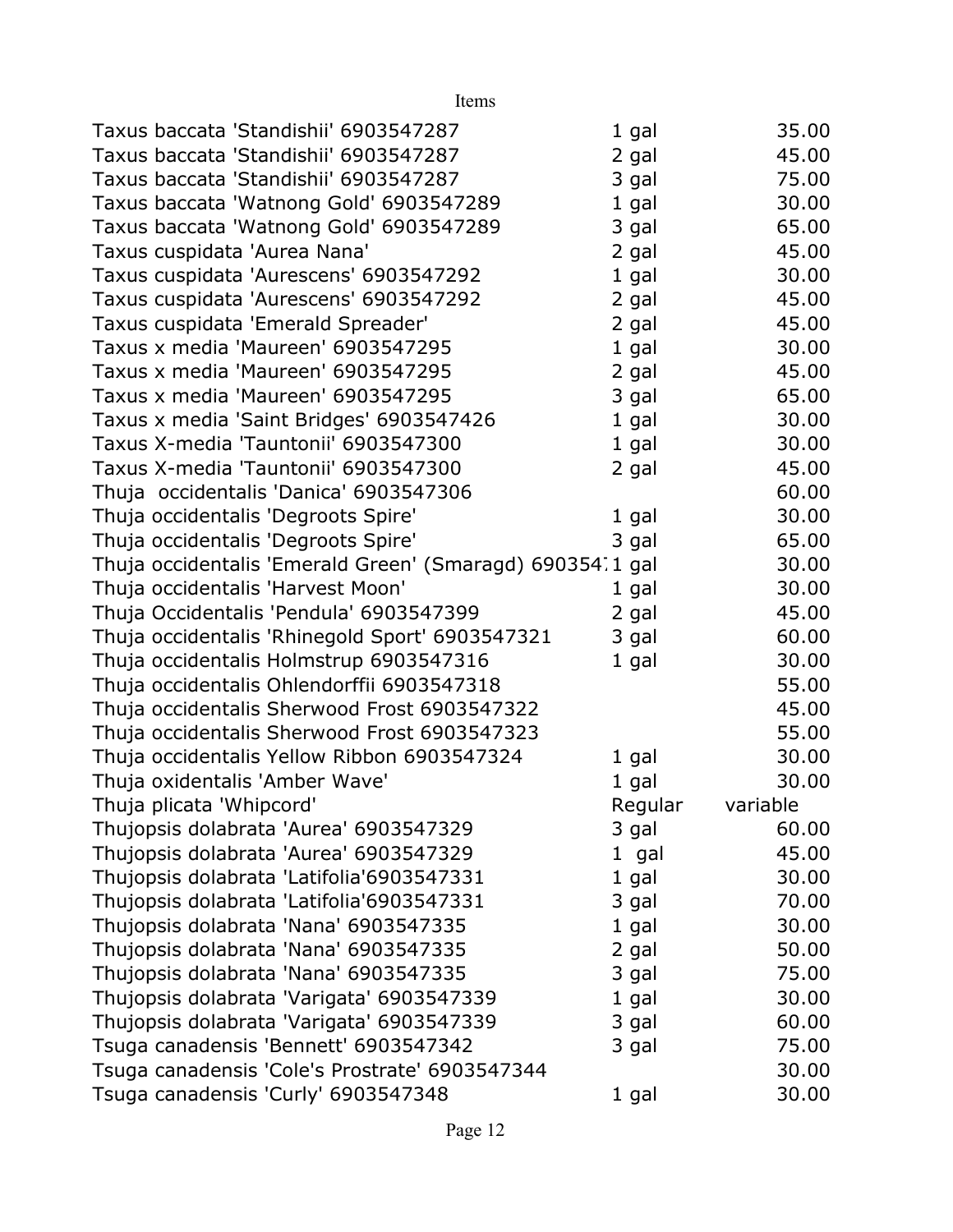| Items | | |
|---|---|---|
| Taxus baccata 'Standishii' 6903547287 | 1 gal | 35.00 |
| Taxus baccata 'Standishii' 6903547287 | 2 gal | 45.00 |
| Taxus baccata 'Standishii' 6903547287 | 3 gal | 75.00 |
| Taxus baccata 'Watnong Gold' 6903547289 | 1 gal | 30.00 |
| Taxus baccata 'Watnong Gold' 6903547289 | 3 gal | 65.00 |
| Taxus cuspidata 'Aurea Nana' | 2 gal | 45.00 |
| Taxus cuspidata 'Aurescens' 6903547292 | 1 gal | 30.00 |
| Taxus cuspidata 'Aurescens' 6903547292 | 2 gal | 45.00 |
| Taxus cuspidata 'Emerald Spreader' | 2 gal | 45.00 |
| Taxus x media 'Maureen' 6903547295 | 1 gal | 30.00 |
| Taxus x media 'Maureen' 6903547295 | 2 gal | 45.00 |
| Taxus x media 'Maureen' 6903547295 | 3 gal | 65.00 |
| Taxus x media 'Saint Bridges' 6903547426 | 1 gal | 30.00 |
| Taxus X-media 'Tauntonii' 6903547300 | 1 gal | 30.00 |
| Taxus X-media 'Tauntonii' 6903547300 | 2 gal | 45.00 |
| Thuja occidentalis 'Danica' 6903547306 | | 60.00 |
| Thuja occidentalis 'Degroots Spire' | 1 gal | 30.00 |
| Thuja occidentalis 'Degroots Spire' | 3 gal | 65.00 |
| Thuja occidentalis 'Emerald Green' (Smaragd) 690354 | 1 gal | 30.00 |
| Thuja occidentalis 'Harvest Moon' | 1 gal | 30.00 |
| Thuja Occidentalis 'Pendula' 6903547399 | 2 gal | 45.00 |
| Thuja occidentalis 'Rhinegold Sport' 6903547321 | 3 gal | 60.00 |
| Thuja occidentalis Holmstrup 6903547316 | 1 gal | 30.00 |
| Thuja occidentalis Ohlendorffii 6903547318 | | 55.00 |
| Thuja occidentalis Sherwood Frost 6903547322 | | 45.00 |
| Thuja occidentalis Sherwood Frost 6903547323 | | 55.00 |
| Thuja occidentalis Yellow Ribbon 6903547324 | 1 gal | 30.00 |
| Thuja oxidentalis 'Amber Wave' | 1 gal | 30.00 |
| Thuja plicata 'Whipcord' | Regular | variable |
| Thujopsis dolabrata 'Aurea' 6903547329 | 3 gal | 60.00 |
| Thujopsis dolabrata 'Aurea' 6903547329 | 1 gal | 45.00 |
| Thujopsis dolabrata 'Latifolia'6903547331 | 1 gal | 30.00 |
| Thujopsis dolabrata 'Latifolia'6903547331 | 3 gal | 70.00 |
| Thujopsis dolabrata 'Nana' 6903547335 | 1 gal | 30.00 |
| Thujopsis dolabrata 'Nana' 6903547335 | 2 gal | 50.00 |
| Thujopsis dolabrata 'Nana' 6903547335 | 3 gal | 75.00 |
| Thujopsis dolabrata 'Varigata' 6903547339 | 1 gal | 30.00 |
| Thujopsis dolabrata 'Varigata' 6903547339 | 3 gal | 60.00 |
| Tsuga canadensis 'Bennett' 6903547342 | 3 gal | 75.00 |
| Tsuga canadensis 'Cole's Prostrate' 6903547344 | | 30.00 |
| Tsuga canadensis 'Curly' 6903547348 | 1 gal | 30.00 |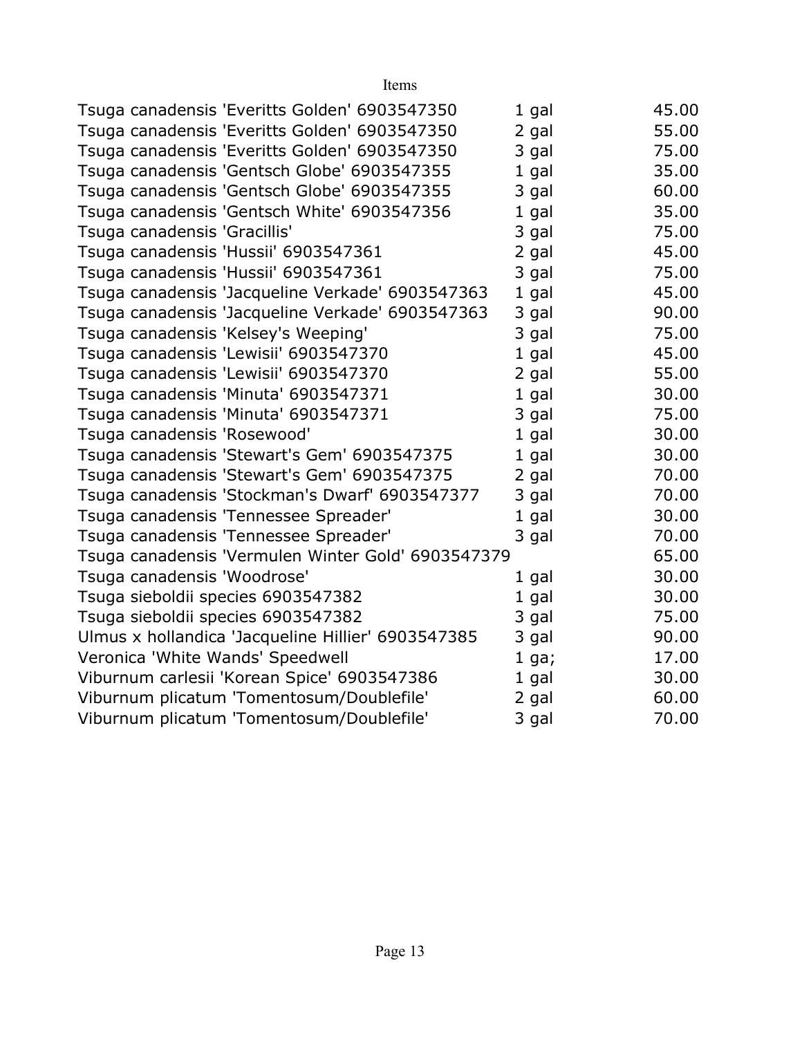Items

| | | |
|---|---|---|
| Tsuga canadensis 'Everitts Golden' 6903547350 | 1 gal | 45.00 |
| Tsuga canadensis 'Everitts Golden' 6903547350 | 2 gal | 55.00 |
| Tsuga canadensis 'Everitts Golden' 6903547350 | 3 gal | 75.00 |
| Tsuga canadensis 'Gentsch Globe' 6903547355 | 1 gal | 35.00 |
| Tsuga canadensis 'Gentsch Globe' 6903547355 | 3 gal | 60.00 |
| Tsuga canadensis 'Gentsch White' 6903547356 | 1 gal | 35.00 |
| Tsuga canadensis 'Gracillis' | 3 gal | 75.00 |
| Tsuga canadensis 'Hussii' 6903547361 | 2 gal | 45.00 |
| Tsuga canadensis 'Hussii' 6903547361 | 3 gal | 75.00 |
| Tsuga canadensis 'Jacqueline Verkade' 6903547363 | 1 gal | 45.00 |
| Tsuga canadensis 'Jacqueline Verkade' 6903547363 | 3 gal | 90.00 |
| Tsuga canadensis 'Kelsey's Weeping' | 3 gal | 75.00 |
| Tsuga canadensis 'Lewisii' 6903547370 | 1 gal | 45.00 |
| Tsuga canadensis 'Lewisii' 6903547370 | 2 gal | 55.00 |
| Tsuga canadensis 'Minuta' 6903547371 | 1 gal | 30.00 |
| Tsuga canadensis 'Minuta' 6903547371 | 3 gal | 75.00 |
| Tsuga canadensis 'Rosewood' | 1 gal | 30.00 |
| Tsuga canadensis 'Stewart's Gem' 6903547375 | 1 gal | 30.00 |
| Tsuga canadensis 'Stewart's Gem' 6903547375 | 2 gal | 70.00 |
| Tsuga canadensis 'Stockman's Dwarf' 6903547377 | 3 gal | 70.00 |
| Tsuga canadensis 'Tennessee Spreader' | 1 gal | 30.00 |
| Tsuga canadensis 'Tennessee Spreader' | 3 gal | 70.00 |
| Tsuga canadensis 'Vermulen Winter Gold' 6903547379 | | 65.00 |
| Tsuga canadensis 'Woodrose' | 1 gal | 30.00 |
| Tsuga sieboldii species 6903547382 | 1 gal | 30.00 |
| Tsuga sieboldii species 6903547382 | 3 gal | 75.00 |
| Ulmus x hollandica 'Jacqueline Hillier' 6903547385 | 3 gal | 90.00 |
| Veronica 'White Wands' Speedwell | 1 ga; | 17.00 |
| Viburnum carlesii 'Korean Spice' 6903547386 | 1 gal | 30.00 |
| Viburnum plicatum 'Tomentosum/Doublefile' | 2 gal | 60.00 |
| Viburnum plicatum 'Tomentosum/Doublefile' | 3 gal | 70.00 |